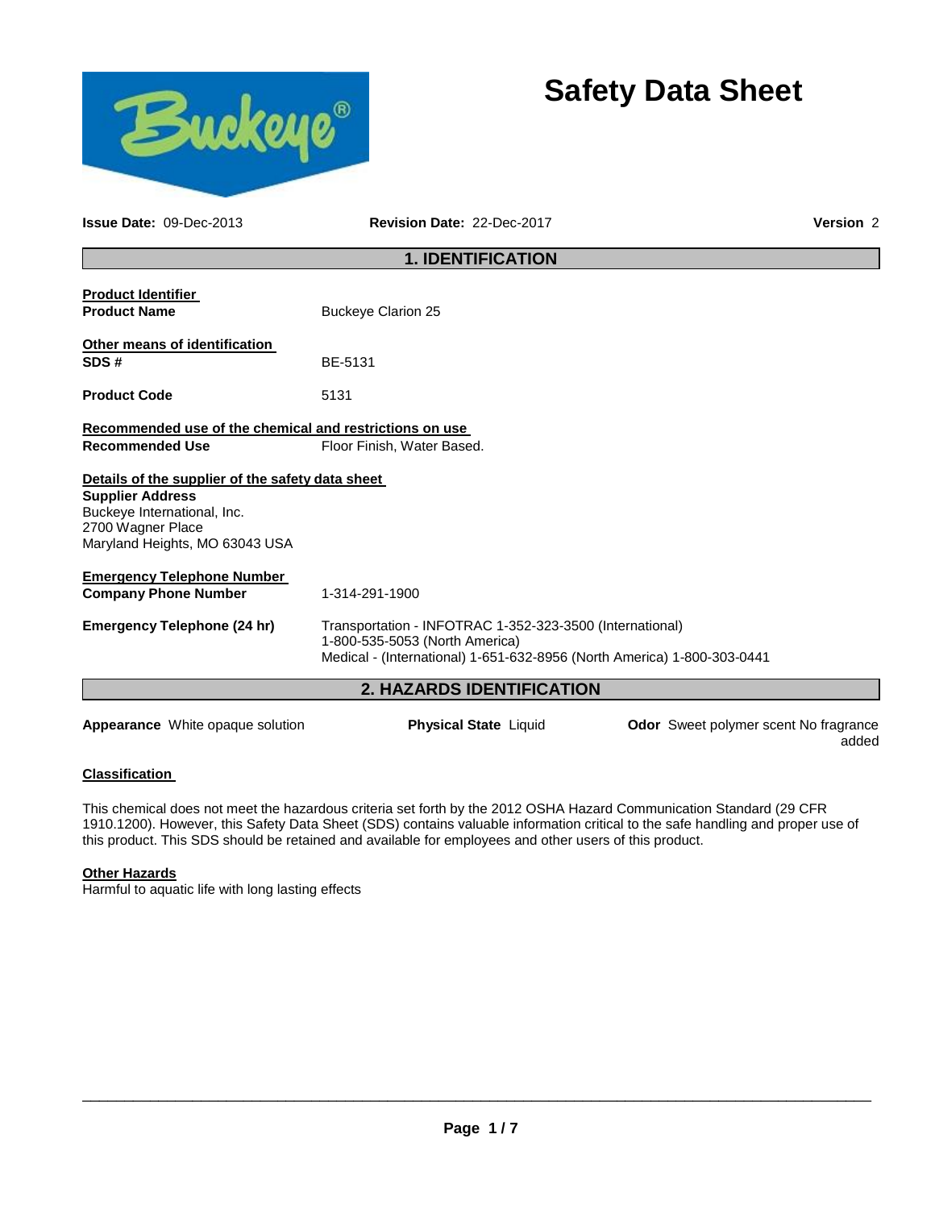# Safety Data Sheet

**Issue Date:** 09-Dec-2013 **Revision Date:** 22-Dec-2017 **Version** 2

## 1. IDENTIFICATION

**Product Identifier**

| | |
|---|---|
| **Product Name** | Buckeye Clarion 25 |

**Other means of identification**

| | |
|---|---|
| **SDS #** | BE-5131 |
| **Product Code** | 5131 |

**Recommended use of the chemical and restrictions on use**

| | |
|---|---|
| **Recommended Use** | Floor Finish, Water Based. |

**Details of the supplier of the safety data sheet**

**Supplier Address**
Buckeye International, Inc.
2700 Wagner Place
Maryland Heights, MO 63043 USA

**Emergency Telephone Number**

| | |
|---|---|
| **Company Phone Number** | 1-314-291-1900 |
| **Emergency Telephone (24 hr)** | Transportation - INFOTRAC 1-352-323-3500 (International) 1-800-535-5053 (North America) Medical - (International) 1-651-632-8956 (North America) 1-800-303-0441 |

## 2. HAZARDS IDENTIFICATION

**Appearance** White opaque solution **Physical State** Liquid **Odor** Sweet polymer scent No fragrance added

**Classification**

This chemical does not meet the hazardous criteria set forth by the 2012 OSHA Hazard Communication Standard (29 CFR 1910.1200). However, this Safety Data Sheet (SDS) contains valuable information critical to the safe handling and proper use of this product. This SDS should be retained and available for employees and other users of this product.

**Other Hazards**
Harmful to aquatic life with long lasting effects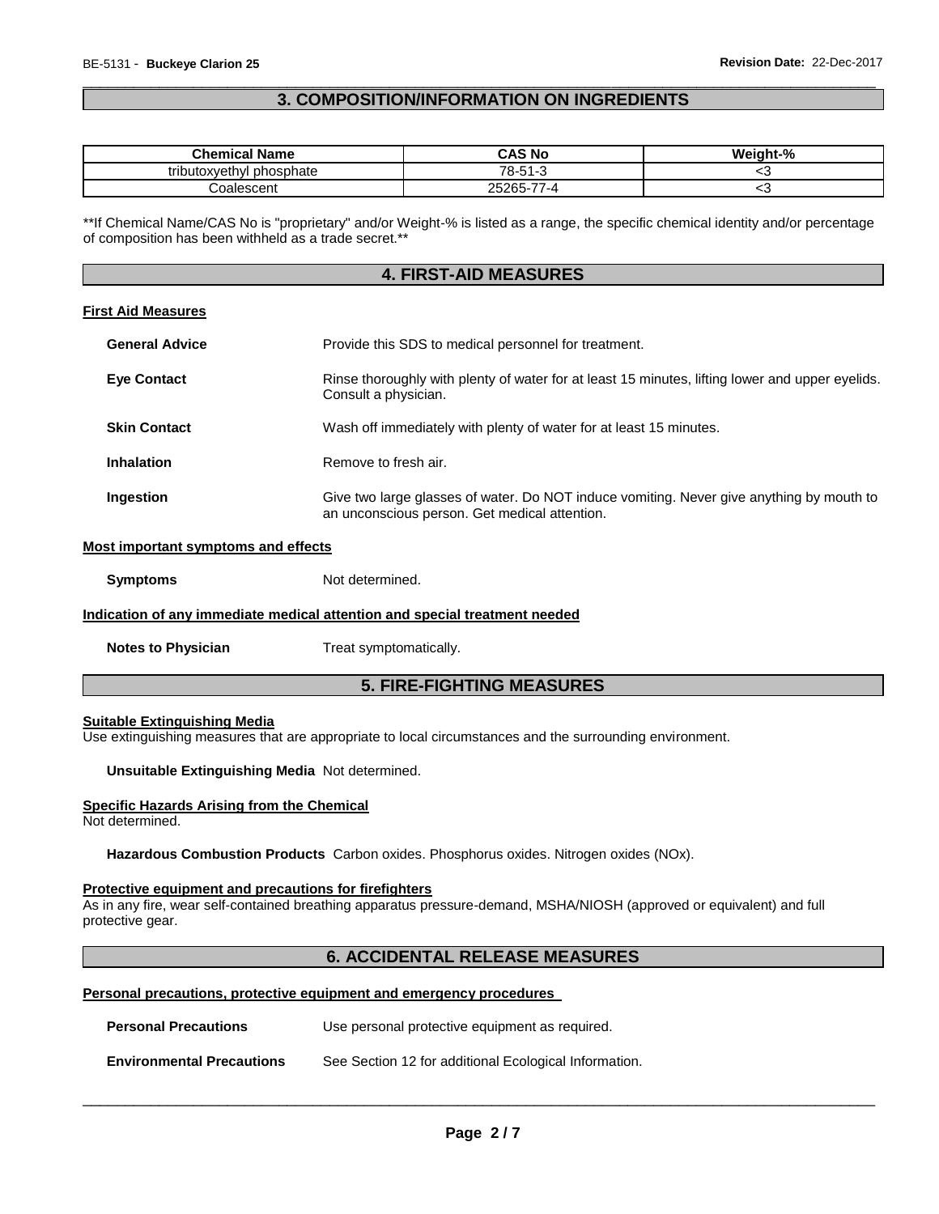## 3. COMPOSITION/INFORMATION ON INGREDIENTS

| Chemical Name | CAS No | Weight-% |
|---|---|---|
| tributoxyethyl phosphate | 78-51-3 | <3 |
| Coalescent | 25265-77-4 | <3 |

**If Chemical Name/CAS No is "proprietary" and/or Weight-% is listed as a range, the specific chemical identity and/or percentage of composition has been withheld as a trade secret.**

## 4. FIRST-AID MEASURES

### First Aid Measures

**General Advice** Provide this SDS to medical personnel for treatment.

**Eye Contact** Rinse thoroughly with plenty of water for at least 15 minutes, lifting lower and upper eyelids. Consult a physician.

**Skin Contact** Wash off immediately with plenty of water for at least 15 minutes.

**Inhalation** Remove to fresh air.

**Ingestion** Give two large glasses of water. Do NOT induce vomiting. Never give anything by mouth to an unconscious person. Get medical attention.

### Most important symptoms and effects

**Symptoms** Not determined.

### Indication of any immediate medical attention and special treatment needed

**Notes to Physician** Treat symptomatically.

## 5. FIRE-FIGHTING MEASURES

### Suitable Extinguishing Media

Use extinguishing measures that are appropriate to local circumstances and the surrounding environment.

**Unsuitable Extinguishing Media** Not determined.

### Specific Hazards Arising from the Chemical

Not determined.

**Hazardous Combustion Products** Carbon oxides. Phosphorus oxides. Nitrogen oxides (NOx).

### Protective equipment and precautions for firefighters

As in any fire, wear self-contained breathing apparatus pressure-demand, MSHA/NIOSH (approved or equivalent) and full protective gear.

## 6. ACCIDENTAL RELEASE MEASURES

### Personal precautions, protective equipment and emergency procedures

**Personal Precautions** Use personal protective equipment as required.

**Environmental Precautions** See Section 12 for additional Ecological Information.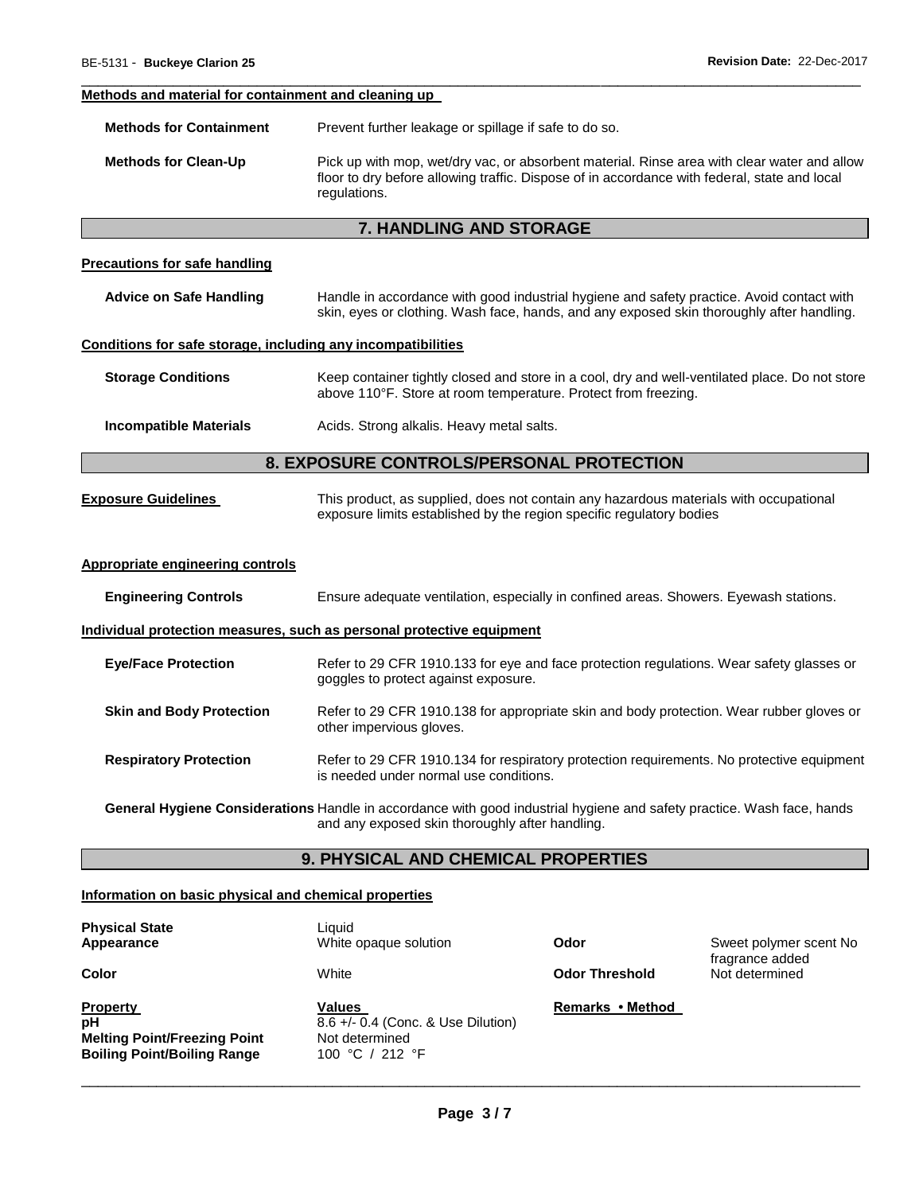**Methods and material for containment and cleaning up**

**Methods for Containment** Prevent further leakage or spillage if safe to do so.

**Methods for Clean-Up** Pick up with mop, wet/dry vac, or absorbent material. Rinse area with clear water and allow floor to dry before allowing traffic. Dispose of in accordance with federal, state and local regulations.

## 7. HANDLING AND STORAGE

**Precautions for safe handling**

**Advice on Safe Handling** Handle in accordance with good industrial hygiene and safety practice. Avoid contact with skin, eyes or clothing. Wash face, hands, and any exposed skin thoroughly after handling.

**Conditions for safe storage, including any incompatibilities**

**Storage Conditions** Keep container tightly closed and store in a cool, dry and well-ventilated place. Do not store above 110°F. Store at room temperature. Protect from freezing.

**Incompatible Materials** Acids. Strong alkalis. Heavy metal salts.

## 8. EXPOSURE CONTROLS/PERSONAL PROTECTION

**Exposure Guidelines** This product, as supplied, does not contain any hazardous materials with occupational exposure limits established by the region specific regulatory bodies

**Appropriate engineering controls**

**Engineering Controls** Ensure adequate ventilation, especially in confined areas. Showers. Eyewash stations.

**Individual protection measures, such as personal protective equipment**

**Eye/Face Protection** Refer to 29 CFR 1910.133 for eye and face protection regulations. Wear safety glasses or goggles to protect against exposure.

**Skin and Body Protection** Refer to 29 CFR 1910.138 for appropriate skin and body protection. Wear rubber gloves or other impervious gloves.

**Respiratory Protection** Refer to 29 CFR 1910.134 for respiratory protection requirements. No protective equipment is needed under normal use conditions.

**General Hygiene Considerations** Handle in accordance with good industrial hygiene and safety practice. Wash face, hands and any exposed skin thoroughly after handling.

## 9. PHYSICAL AND CHEMICAL PROPERTIES

**Information on basic physical and chemical properties**

**Physical State** Liquid

**Appearance** White opaque solution

**Odor** Sweet polymer scent No fragrance added

**Color** White

**Odor Threshold** Not determined

| **Property** | **Values** | **Remarks • Method** |
|---|---|---|
| **pH** | 8.6 +/- 0.4 (Conc. & Use Dilution) | |
| **Melting Point/Freezing Point** | Not determined | |
| **Boiling Point/Boiling Range** | 100 °C / 212 °F | |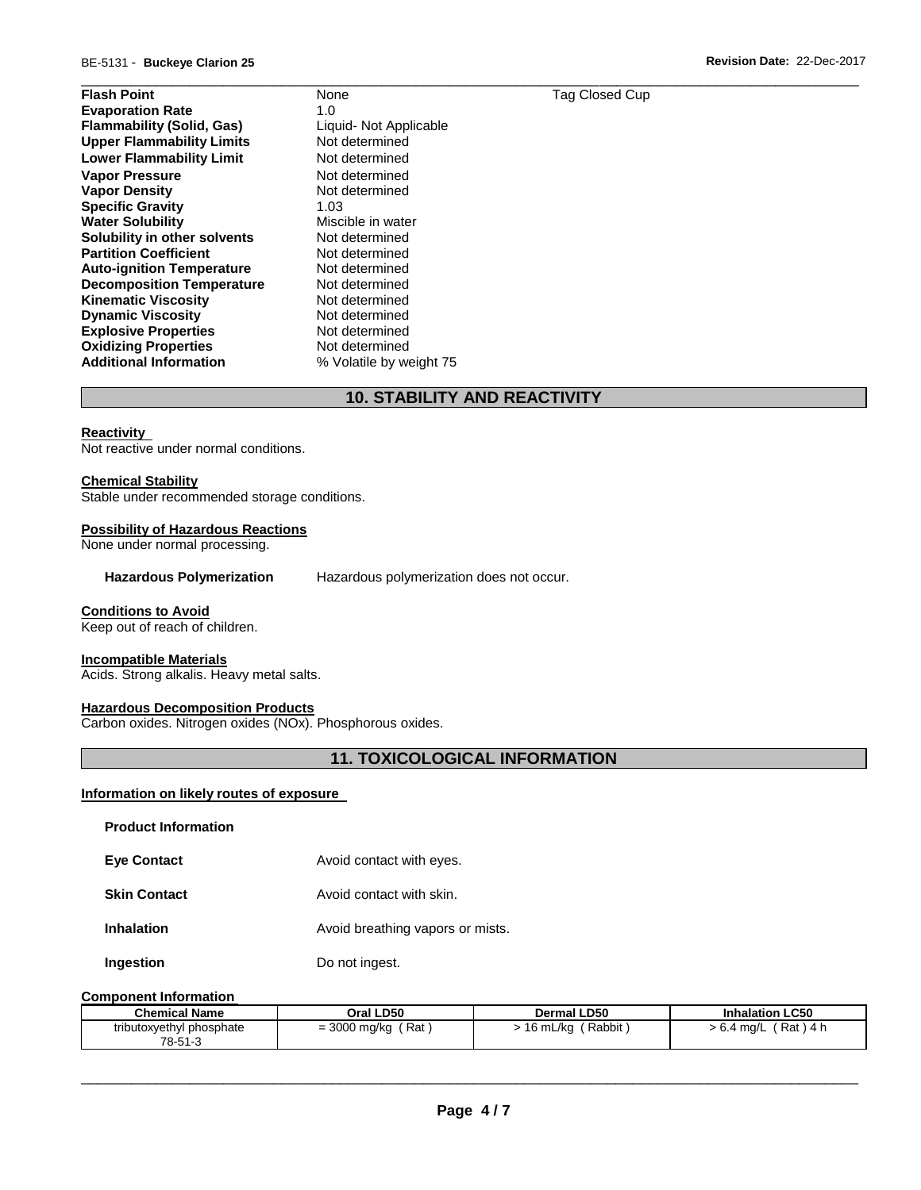| | | |
|---|---|---|
| **Flash Point** | None | Tag Closed Cup |
| **Evaporation Rate** | 1.0 | |
| **Flammability (Solid, Gas)** | Liquid- Not Applicable | |
| **Upper Flammability Limits** | Not determined | |
| **Lower Flammability Limit** | Not determined | |
| **Vapor Pressure** | Not determined | |
| **Vapor Density** | Not determined | |
| **Specific Gravity** | 1.03 | |
| **Water Solubility** | Miscible in water | |
| **Solubility in other solvents** | Not determined | |
| **Partition Coefficient** | Not determined | |
| **Auto-ignition Temperature** | Not determined | |
| **Decomposition Temperature** | Not determined | |
| **Kinematic Viscosity** | Not determined | |
| **Dynamic Viscosity** | Not determined | |
| **Explosive Properties** | Not determined | |
| **Oxidizing Properties** | Not determined | |
| **Additional Information** | % Volatile by weight 75 | |

## 10. STABILITY AND REACTIVITY

**Reactivity**

Not reactive under normal conditions.

**Chemical Stability**

Stable under recommended storage conditions.

**Possibility of Hazardous Reactions**

None under normal processing.

**Hazardous Polymerization** Hazardous polymerization does not occur.

**Conditions to Avoid**

Keep out of reach of children.

**Incompatible Materials**

Acids. Strong alkalis. Heavy metal salts.

**Hazardous Decomposition Products**

Carbon oxides. Nitrogen oxides (NOx). Phosphorous oxides.

## 11. TOXICOLOGICAL INFORMATION

**Information on likely routes of exposure**

**Product Information**

**Eye Contact** Avoid contact with eyes.

**Skin Contact** Avoid contact with skin.

**Inhalation** Avoid breathing vapors or mists.

**Ingestion** Do not ingest.

**Component Information**

| Chemical Name | Oral LD50 | Dermal LD50 | Inhalation LC50 |
|---|---|---|---|
| tributoxyethyl phosphate 78-51-3 | = 3000 mg/kg ( Rat ) | > 16 mL/kg ( Rabbit ) | > 6.4 mg/L ( Rat ) 4 h |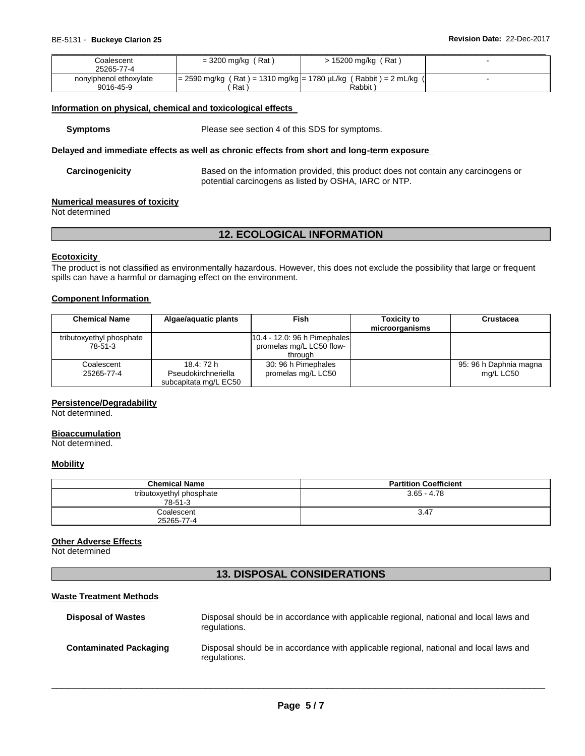| Coalescent 25265-77-4 | = 3200 mg/kg ( Rat ) | > 15200 mg/kg ( Rat ) | - |
|---|---|---|---|
| nonylphenol ethoxylate 9016-45-9 | = 2590 mg/kg ( Rat ) = 1310 mg/kg ( Rat ) | = 1780 µL/kg ( Rabbit ) = 2 mL/kg ( Rabbit ) | - |

**Information on physical, chemical and toxicological effects**

**Symptoms** Please see section 4 of this SDS for symptoms.

**Delayed and immediate effects as well as chronic effects from short and long-term exposure**

**Carcinogenicity** Based on the information provided, this product does not contain any carcinogens or potential carcinogens as listed by OSHA, IARC or NTP.

**Numerical measures of toxicity**

Not determined

## 12. ECOLOGICAL INFORMATION

**Ecotoxicity**

The product is not classified as environmentally hazardous. However, this does not exclude the possibility that large or frequent spills can have a harmful or damaging effect on the environment.

**Component Information**

| Chemical Name | Algae/aquatic plants | Fish | Toxicity to microorganisms | Crustacea |
|---|---|---|---|---|
| tributoxyethyl phosphate 78-51-3 | | 10.4 - 12.0: 96 h Pimephales promelas mg/L LC50 flow-through | | |
| Coalescent 25265-77-4 | 18.4: 72 h Pseudokirchneriella subcapitata mg/L EC50 | 30: 96 h Pimephales promelas mg/L LC50 | | 95: 96 h Daphnia magna mg/L LC50 |

**Persistence/Degradability**

Not determined.

**Bioaccumulation**

Not determined.

**Mobility**

| Chemical Name | Partition Coefficient |
|---|---|
| tributoxyethyl phosphate 78-51-3 | 3.65 - 4.78 |
| Coalescent 25265-77-4 | 3.47 |

**Other Adverse Effects**

Not determined

## 13. DISPOSAL CONSIDERATIONS

**Waste Treatment Methods**

**Disposal of Wastes** Disposal should be in accordance with applicable regional, national and local laws and regulations.

**Contaminated Packaging** Disposal should be in accordance with applicable regional, national and local laws and regulations.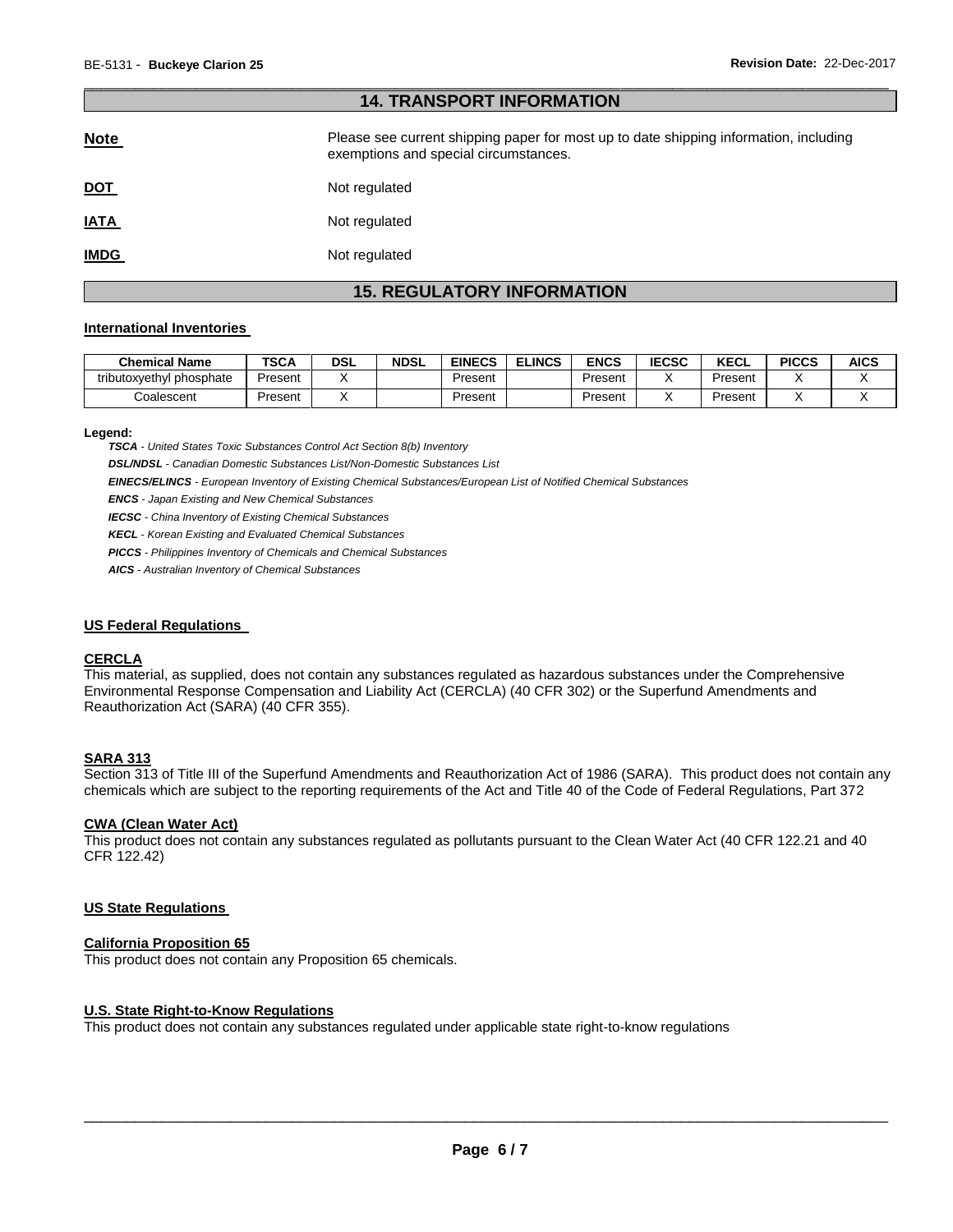## 14. TRANSPORT INFORMATION

**Note** Please see current shipping paper for most up to date shipping information, including exemptions and special circumstances.

**DOT** Not regulated

**IATA** Not regulated

**IMDG** Not regulated

## 15. REGULATORY INFORMATION

### International Inventories

| Chemical Name | TSCA | DSL | NDSL | EINECS | ELINCS | ENCS | IECSC | KECL | PICCS | AICS |
|---|---|---|---|---|---|---|---|---|---|---|
| tributoxyethyl phosphate | Present | X | | Present | | Present | X | Present | X | X |
| Coalescent | Present | X | | Present | | Present | X | Present | X | X |

**Legend:**

***TSCA*** *- United States Toxic Substances Control Act Section 8(b) Inventory*

***DSL/NDSL*** *- Canadian Domestic Substances List/Non-Domestic Substances List*

***EINECS/ELINCS*** *- European Inventory of Existing Chemical Substances/European List of Notified Chemical Substances*

***ENCS*** *- Japan Existing and New Chemical Substances*

***IECSC*** *- China Inventory of Existing Chemical Substances*

***KECL*** *- Korean Existing and Evaluated Chemical Substances*

***PICCS*** *- Philippines Inventory of Chemicals and Chemical Substances*

***AICS*** *- Australian Inventory of Chemical Substances*

### US Federal Regulations

#### CERCLA

This material, as supplied, does not contain any substances regulated as hazardous substances under the Comprehensive Environmental Response Compensation and Liability Act (CERCLA) (40 CFR 302) or the Superfund Amendments and Reauthorization Act (SARA) (40 CFR 355).

#### SARA 313

Section 313 of Title III of the Superfund Amendments and Reauthorization Act of 1986 (SARA). This product does not contain any chemicals which are subject to the reporting requirements of the Act and Title 40 of the Code of Federal Regulations, Part 372

#### CWA (Clean Water Act)

This product does not contain any substances regulated as pollutants pursuant to the Clean Water Act (40 CFR 122.21 and 40 CFR 122.42)

### US State Regulations

#### California Proposition 65

This product does not contain any Proposition 65 chemicals.

#### U.S. State Right-to-Know Regulations

This product does not contain any substances regulated under applicable state right-to-know regulations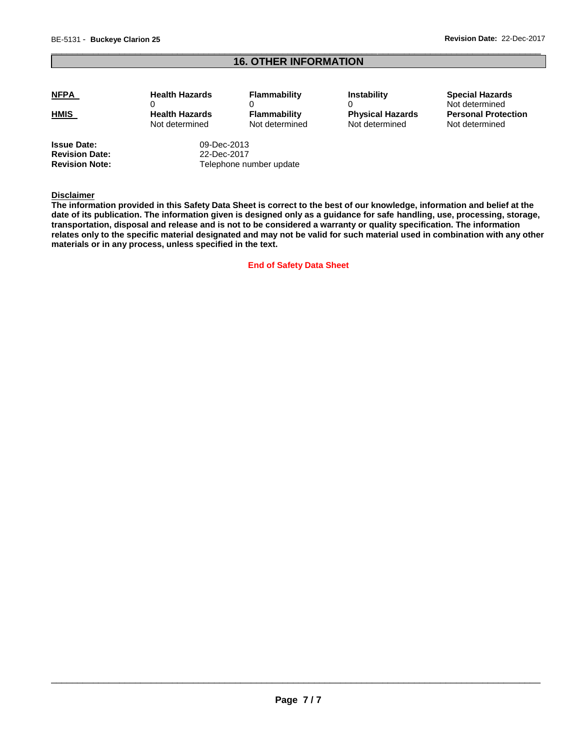## 16. OTHER INFORMATION

| | | | | |
|---|---|---|---|---|
| **NFPA** | **Health Hazards** 0 | **Flammability** 0 | **Instability** 0 | **Special Hazards** Not determined |
| **HMIS** | **Health Hazards** Not determined | **Flammability** Not determined | **Physical Hazards** Not determined | **Personal Protection** Not determined |

**Issue Date:** 09-Dec-2013
**Revision Date:** 22-Dec-2017
**Revision Note:** Telephone number update

**Disclaimer**

**The information provided in this Safety Data Sheet is correct to the best of our knowledge, information and belief at the date of its publication. The information given is designed only as a guidance for safe handling, use, processing, storage, transportation, disposal and release and is not to be considered a warranty or quality specification. The information relates only to the specific material designated and may not be valid for such material used in combination with any other materials or in any process, unless specified in the text.**

**End of Safety Data Sheet**